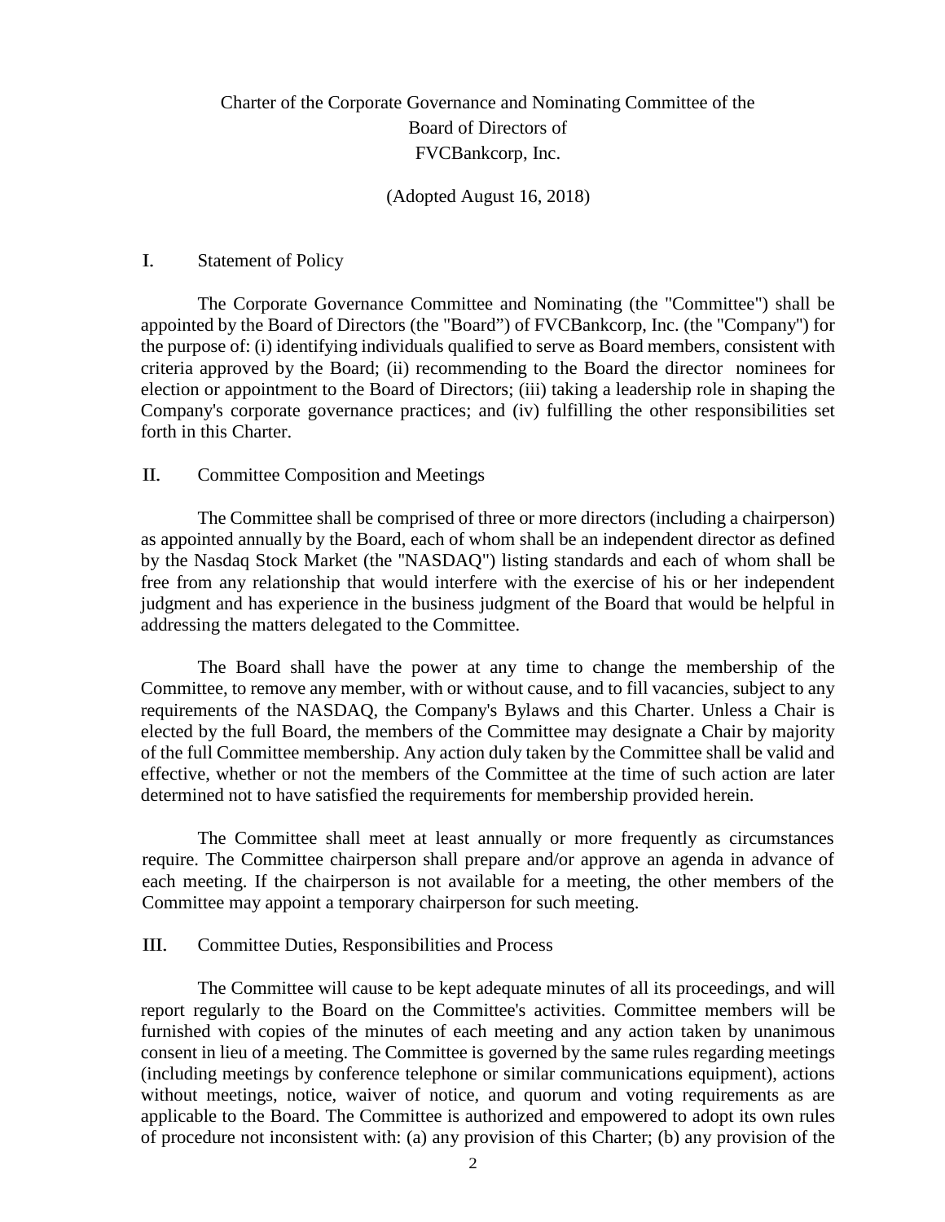# Charter of the Corporate Governance and Nominating Committee of the Board of Directors of FVCBankcorp, Inc.

(Adopted August 16, 2018)

## I. Statement of Policy

The Corporate Governance Committee and Nominating (the "Committee") shall be appointed by the Board of Directors (the "Board") of FVCBankcorp, Inc. (the "Company") for the purpose of: (i) identifying individuals qualified to serve as Board members, consistent with criteria approved by the Board; (ii) recommending to the Board the director nominees for election or appointment to the Board of Directors; (iii) taking a leadership role in shaping the Company's corporate governance practices; and (iv) fulfilling the other responsibilities set forth in this Charter.

## II. Committee Composition and Meetings

The Committee shall be comprised of three or more directors (including a chairperson) as appointed annually by the Board, each of whom shall be an independent director as defined by the Nasdaq Stock Market (the "NASDAQ") listing standards and each of whom shall be free from any relationship that would interfere with the exercise of his or her independent judgment and has experience in the business judgment of the Board that would be helpful in addressing the matters delegated to the Committee.

The Board shall have the power at any time to change the membership of the Committee, to remove any member, with or without cause, and to fill vacancies, subject to any requirements of the NASDAQ, the Company's Bylaws and this Charter. Unless a Chair is elected by the full Board, the members of the Committee may designate a Chair by majority of the full Committee membership. Any action duly taken by the Committee shall be valid and effective, whether or not the members of the Committee at the time of such action are later determined not to have satisfied the requirements for membership provided herein.

The Committee shall meet at least annually or more frequently as circumstances require. The Committee chairperson shall prepare and/or approve an agenda in advance of each meeting. If the chairperson is not available for a meeting, the other members of the Committee may appoint a temporary chairperson for such meeting.

## III. Committee Duties, Responsibilities and Process

The Committee will cause to be kept adequate minutes of all its proceedings, and will report regularly to the Board on the Committee's activities. Committee members will be furnished with copies of the minutes of each meeting and any action taken by unanimous consent in lieu of a meeting. The Committee is governed by the same rules regarding meetings (including meetings by conference telephone or similar communications equipment), actions without meetings, notice, waiver of notice, and quorum and voting requirements as are applicable to the Board. The Committee is authorized and empowered to adopt its own rules of procedure not inconsistent with: (a) any provision of this Charter; (b) any provision of the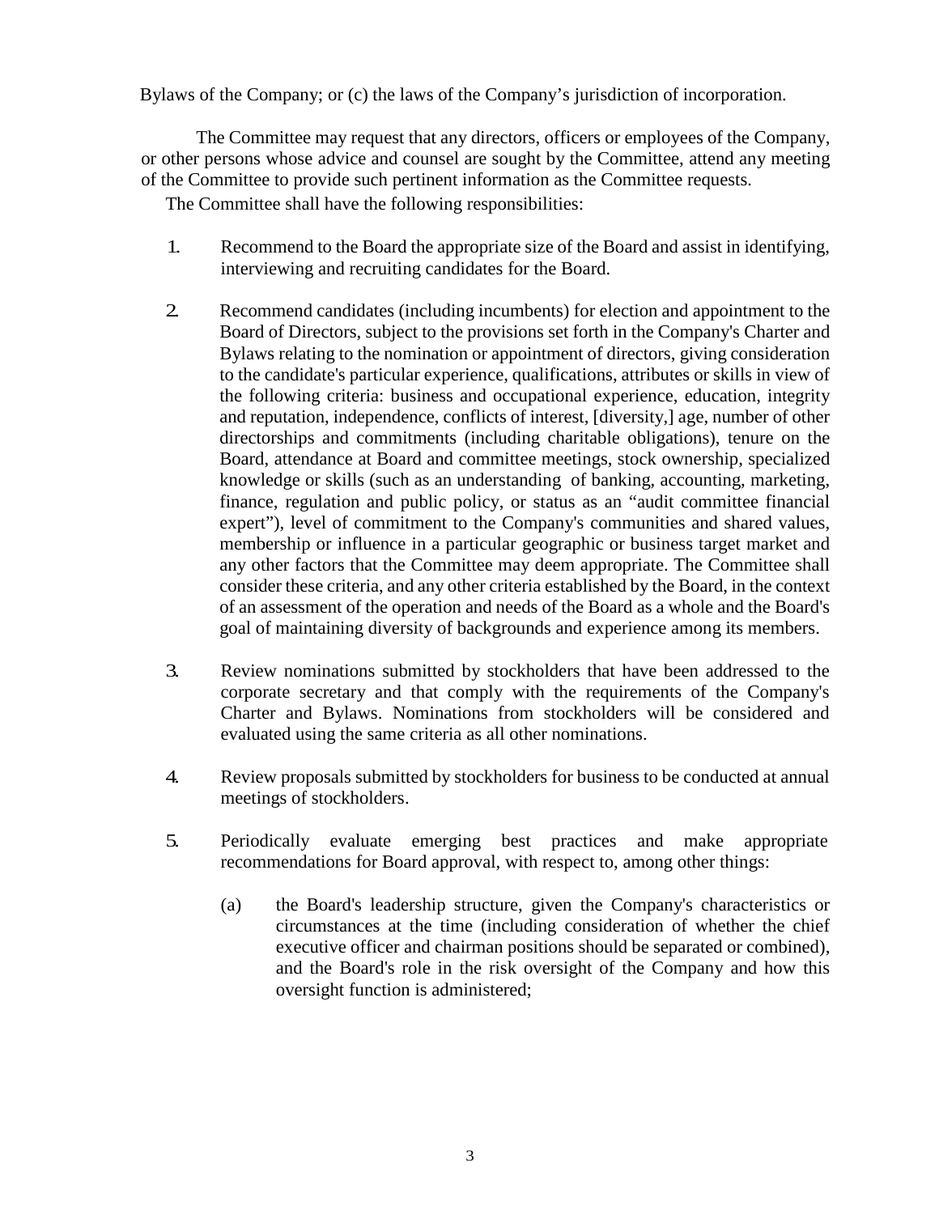Bylaws of the Company; or (c) the laws of the Company's jurisdiction of incorporation.

The Committee may request that any directors, officers or employees of the Company, or other persons whose advice and counsel are sought by the Committee, attend any meeting of the Committee to provide such pertinent information as the Committee requests.

The Committee shall have the following responsibilities:

1. Recommend to the Board the appropriate size of the Board and assist in identifying, interviewing and recruiting candidates for the Board.

2. Recommend candidates (including incumbents) for election and appointment to the Board of Directors, subject to the provisions set forth in the Company's Charter and Bylaws relating to the nomination or appointment of directors, giving consideration to the candidate's particular experience, qualifications, attributes or skills in view of the following criteria: business and occupational experience, education, integrity and reputation, independence, conflicts of interest, [diversity,] age, number of other directorships and commitments (including charitable obligations), tenure on the Board, attendance at Board and committee meetings, stock ownership, specialized knowledge or skills (such as an understanding of banking, accounting, marketing, finance, regulation and public policy, or status as an "audit committee financial expert"), level of commitment to the Company's communities and shared values, membership or influence in a particular geographic or business target market and any other factors that the Committee may deem appropriate. The Committee shall consider these criteria, and any other criteria established by the Board, in the context of an assessment of the operation and needs of the Board as a whole and the Board's goal of maintaining diversity of backgrounds and experience among its members.

3. Review nominations submitted by stockholders that have been addressed to the corporate secretary and that comply with the requirements of the Company's Charter and Bylaws. Nominations from stockholders will be considered and evaluated using the same criteria as all other nominations.

4. Review proposals submitted by stockholders for business to be conducted at annual meetings of stockholders.

5. Periodically evaluate emerging best practices and make appropriate recommendations for Board approval, with respect to, among other things:

   (a) the Board's leadership structure, given the Company's characteristics or circumstances at the time (including consideration of whether the chief executive officer and chairman positions should be separated or combined), and the Board's role in the risk oversight of the Company and how this oversight function is administered;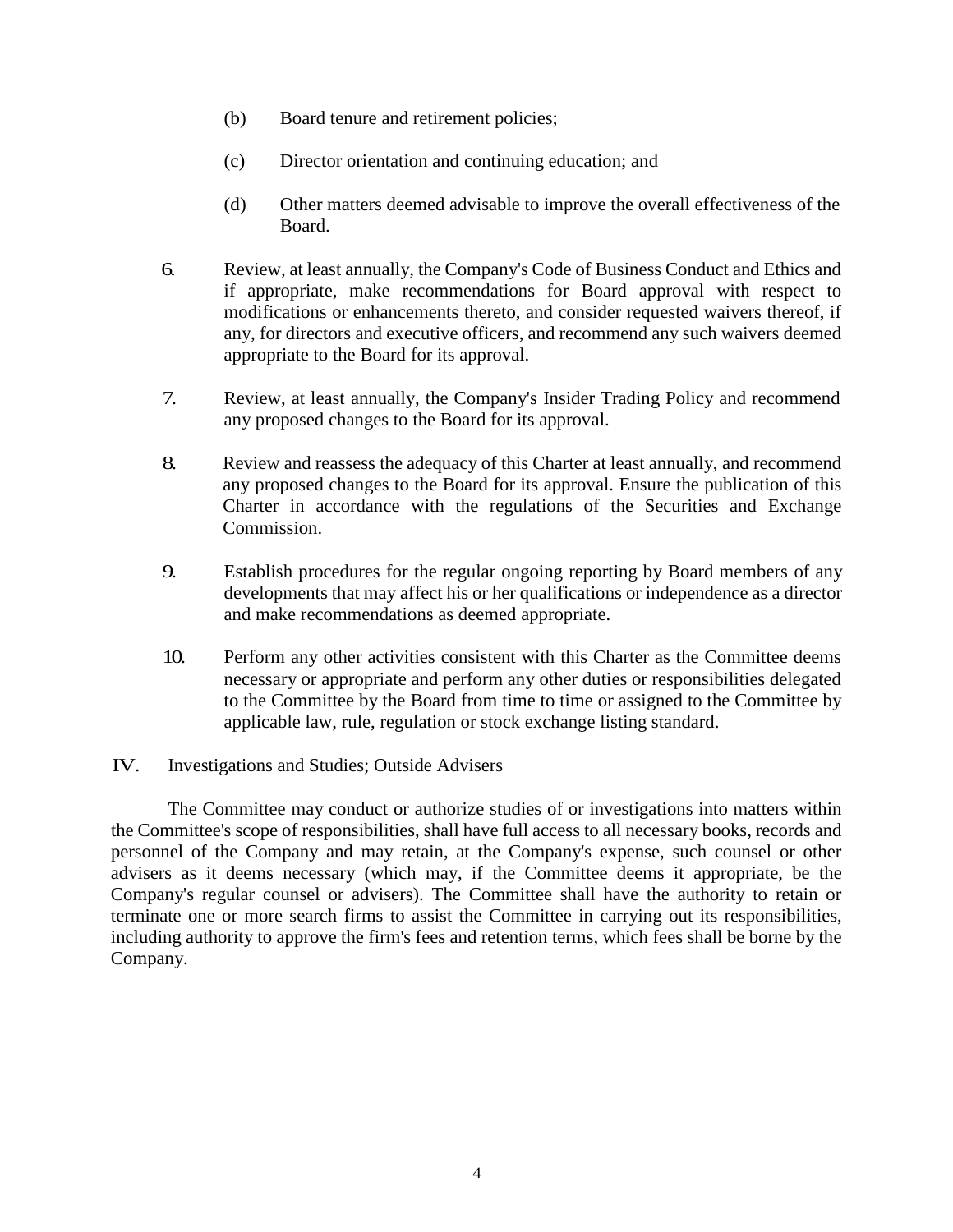(b) Board tenure and retirement policies;

(c) Director orientation and continuing education; and

(d) Other matters deemed advisable to improve the overall effectiveness of the Board.

6. Review, at least annually, the Company's Code of Business Conduct and Ethics and if appropriate, make recommendations for Board approval with respect to modifications or enhancements thereto, and consider requested waivers thereof, if any, for directors and executive officers, and recommend any such waivers deemed appropriate to the Board for its approval.

7. Review, at least annually, the Company's Insider Trading Policy and recommend any proposed changes to the Board for its approval.

8. Review and reassess the adequacy of this Charter at least annually, and recommend any proposed changes to the Board for its approval. Ensure the publication of this Charter in accordance with the regulations of the Securities and Exchange Commission.

9. Establish procedures for the regular ongoing reporting by Board members of any developments that may affect his or her qualifications or independence as a director and make recommendations as deemed appropriate.

10. Perform any other activities consistent with this Charter as the Committee deems necessary or appropriate and perform any other duties or responsibilities delegated to the Committee by the Board from time to time or assigned to the Committee by applicable law, rule, regulation or stock exchange listing standard.

## IV. Investigations and Studies; Outside Advisers

The Committee may conduct or authorize studies of or investigations into matters within the Committee's scope of responsibilities, shall have full access to all necessary books, records and personnel of the Company and may retain, at the Company's expense, such counsel or other advisers as it deems necessary (which may, if the Committee deems it appropriate, be the Company's regular counsel or advisers). The Committee shall have the authority to retain or terminate one or more search firms to assist the Committee in carrying out its responsibilities, including authority to approve the firm's fees and retention terms, which fees shall be borne by the Company.